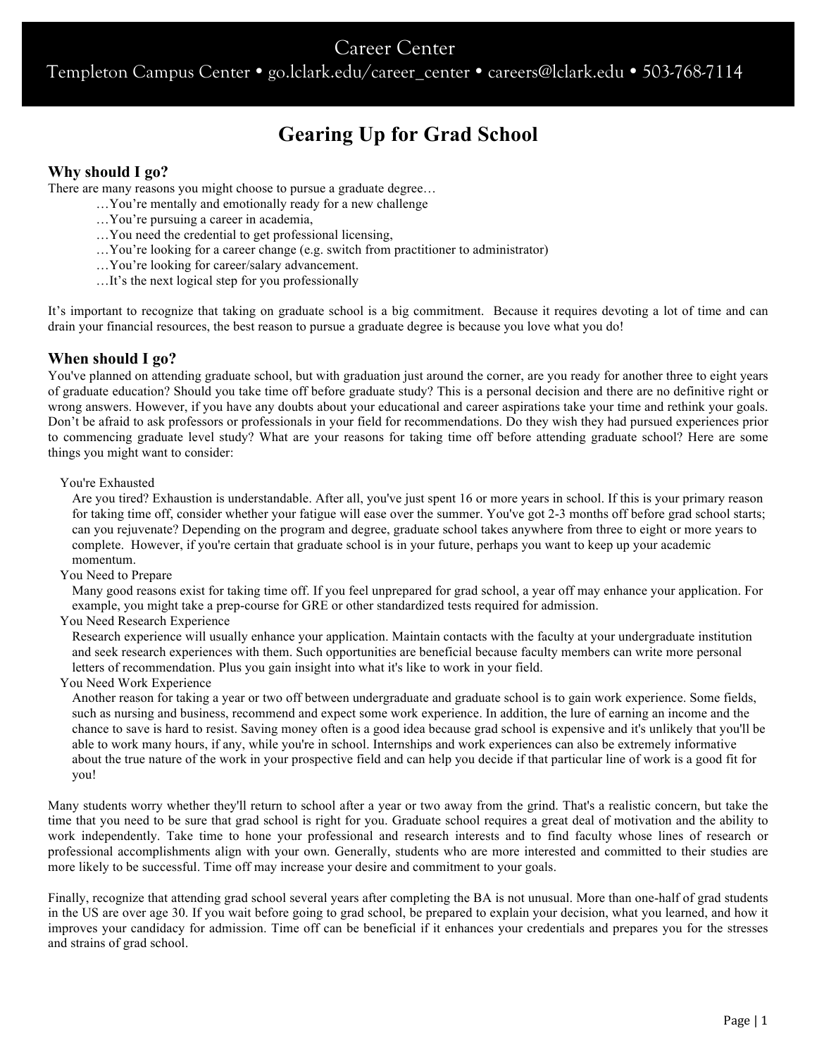Career Center

Templeton Campus Center • go.lclark.edu/career_center • careers@lclark.edu • 503-768-7114

# Gearing Up for Grad School

## Why should I go?

There are many reasons you might choose to pursue a graduate degree…

- …You're mentally and emotionally ready for a new challenge
- …You're pursuing a career in academia,
- …You need the credential to get professional licensing,
- …You're looking for a career change (e.g. switch from practitioner to administrator)
- …You're looking for career/salary advancement.
- …It's the next logical step for you professionally

It's important to recognize that taking on graduate school is a big commitment. Because it requires devoting a lot of time and can drain your financial resources, the best reason to pursue a graduate degree is because you love what you do!

## When should I go?

You've planned on attending graduate school, but with graduation just around the corner, are you ready for another three to eight years of graduate education? Should you take time off before graduate study? This is a personal decision and there are no definitive right or wrong answers. However, if you have any doubts about your educational and career aspirations take your time and rethink your goals. Don't be afraid to ask professors or professionals in your field for recommendations. Do they wish they had pursued experiences prior to commencing graduate level study? What are your reasons for taking time off before attending graduate school? Here are some things you might want to consider:

You're Exhausted

Are you tired? Exhaustion is understandable. After all, you've just spent 16 or more years in school. If this is your primary reason for taking time off, consider whether your fatigue will ease over the summer. You've got 2-3 months off before grad school starts; can you rejuvenate? Depending on the program and degree, graduate school takes anywhere from three to eight or more years to complete. However, if you're certain that graduate school is in your future, perhaps you want to keep up your academic momentum.

You Need to Prepare

Many good reasons exist for taking time off. If you feel unprepared for grad school, a year off may enhance your application. For example, you might take a prep-course for GRE or other standardized tests required for admission.

You Need Research Experience

Research experience will usually enhance your application. Maintain contacts with the faculty at your undergraduate institution and seek research experiences with them. Such opportunities are beneficial because faculty members can write more personal letters of recommendation. Plus you gain insight into what it's like to work in your field.

You Need Work Experience

Another reason for taking a year or two off between undergraduate and graduate school is to gain work experience. Some fields, such as nursing and business, recommend and expect some work experience. In addition, the lure of earning an income and the chance to save is hard to resist. Saving money often is a good idea because grad school is expensive and it's unlikely that you'll be able to work many hours, if any, while you're in school. Internships and work experiences can also be extremely informative about the true nature of the work in your prospective field and can help you decide if that particular line of work is a good fit for you!

Many students worry whether they'll return to school after a year or two away from the grind. That's a realistic concern, but take the time that you need to be sure that grad school is right for you. Graduate school requires a great deal of motivation and the ability to work independently. Take time to hone your professional and research interests and to find faculty whose lines of research or professional accomplishments align with your own. Generally, students who are more interested and committed to their studies are more likely to be successful. Time off may increase your desire and commitment to your goals.

Finally, recognize that attending grad school several years after completing the BA is not unusual. More than one-half of grad students in the US are over age 30. If you wait before going to grad school, be prepared to explain your decision, what you learned, and how it improves your candidacy for admission. Time off can be beneficial if it enhances your credentials and prepares you for the stresses and strains of grad school.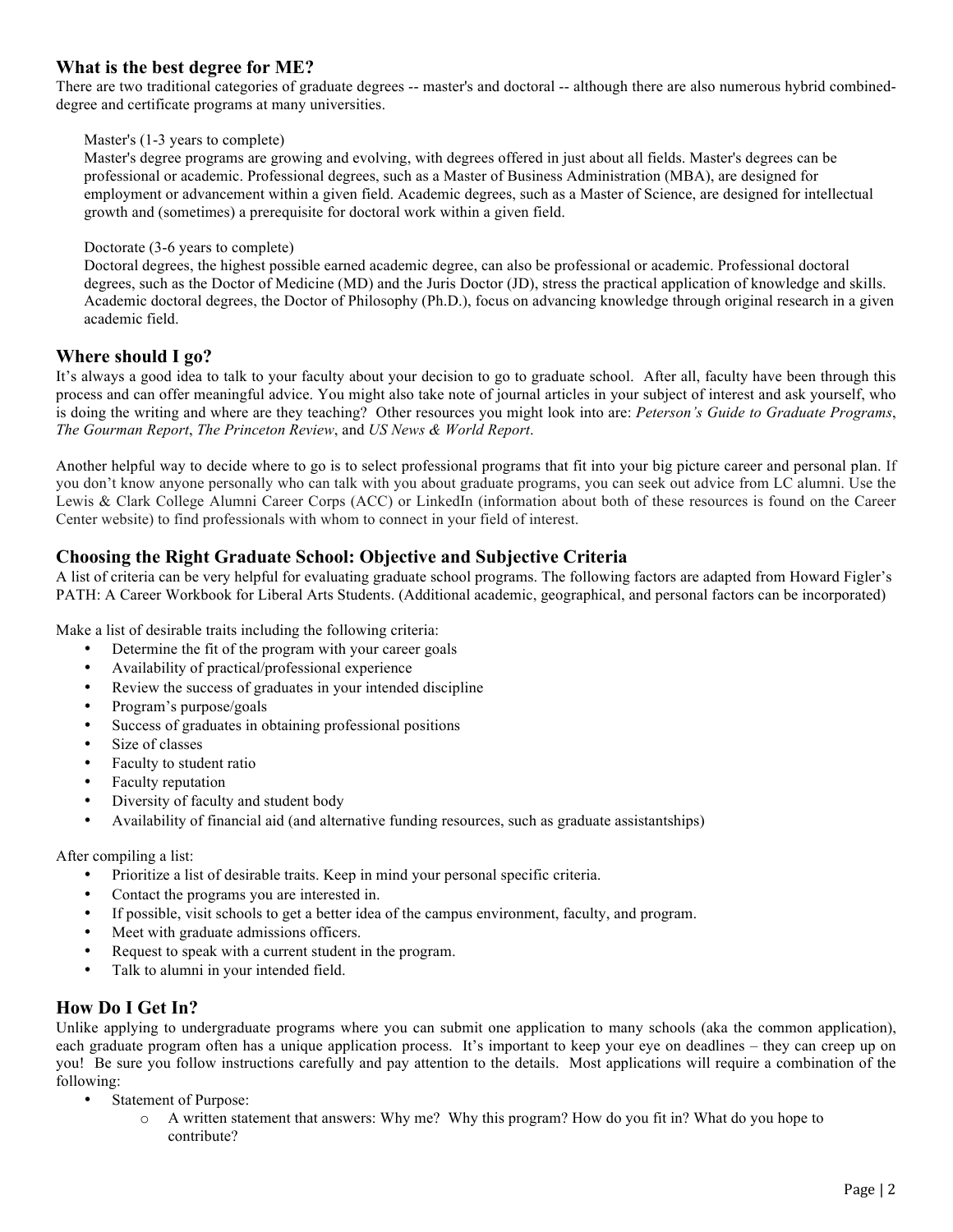## What is the best degree for ME?

There are two traditional categories of graduate degrees -- master's and doctoral -- although there are also numerous hybrid combined-degree and certificate programs at many universities.

Master's (1-3 years to complete)
Master's degree programs are growing and evolving, with degrees offered in just about all fields. Master's degrees can be professional or academic. Professional degrees, such as a Master of Business Administration (MBA), are designed for employment or advancement within a given field. Academic degrees, such as a Master of Science, are designed for intellectual growth and (sometimes) a prerequisite for doctoral work within a given field.

Doctorate (3-6 years to complete)
Doctoral degrees, the highest possible earned academic degree, can also be professional or academic. Professional doctoral degrees, such as the Doctor of Medicine (MD) and the Juris Doctor (JD), stress the practical application of knowledge and skills. Academic doctoral degrees, the Doctor of Philosophy (Ph.D.), focus on advancing knowledge through original research in a given academic field.

## Where should I go?

It's always a good idea to talk to your faculty about your decision to go to graduate school. After all, faculty have been through this process and can offer meaningful advice. You might also take note of journal articles in your subject of interest and ask yourself, who is doing the writing and where are they teaching? Other resources you might look into are: *Peterson's Guide to Graduate Programs*, *The Gourman Report*, *The Princeton Review*, and *US News & World Report*.

Another helpful way to decide where to go is to select professional programs that fit into your big picture career and personal plan. If you don't know anyone personally who can talk with you about graduate programs, you can seek out advice from LC alumni. Use the Lewis & Clark College Alumni Career Corps (ACC) or LinkedIn (information about both of these resources is found on the Career Center website) to find professionals with whom to connect in your field of interest.

## Choosing the Right Graduate School: Objective and Subjective Criteria

A list of criteria can be very helpful for evaluating graduate school programs. The following factors are adapted from Howard Figler's PATH: A Career Workbook for Liberal Arts Students. (Additional academic, geographical, and personal factors can be incorporated)

Make a list of desirable traits including the following criteria:

- Determine the fit of the program with your career goals
- Availability of practical/professional experience
- Review the success of graduates in your intended discipline
- Program's purpose/goals
- Success of graduates in obtaining professional positions
- Size of classes
- Faculty to student ratio
- Faculty reputation
- Diversity of faculty and student body
- Availability of financial aid (and alternative funding resources, such as graduate assistantships)

After compiling a list:

- Prioritize a list of desirable traits. Keep in mind your personal specific criteria.
- Contact the programs you are interested in.
- If possible, visit schools to get a better idea of the campus environment, faculty, and program.
- Meet with graduate admissions officers.
- Request to speak with a current student in the program.
- Talk to alumni in your intended field.

## How Do I Get In?

Unlike applying to undergraduate programs where you can submit one application to many schools (aka the common application), each graduate program often has a unique application process. It's important to keep your eye on deadlines – they can creep up on you! Be sure you follow instructions carefully and pay attention to the details. Most applications will require a combination of the following:

- Statement of Purpose:
  - A written statement that answers: Why me? Why this program? How do you fit in? What do you hope to contribute?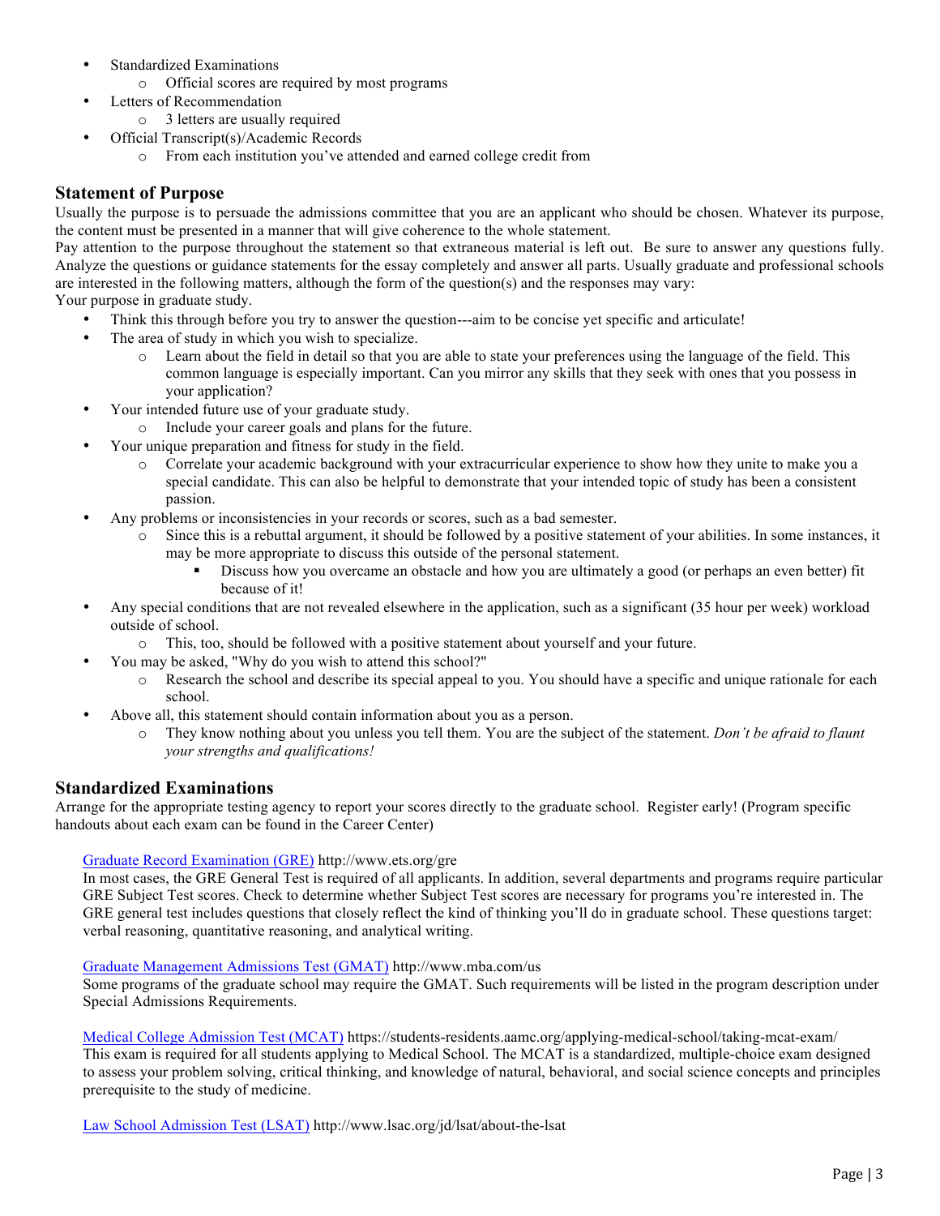- Standardized Examinations
    - Official scores are required by most programs
- Letters of Recommendation
    - 3 letters are usually required
- Official Transcript(s)/Academic Records
    - From each institution you've attended and earned college credit from

## Statement of Purpose

Usually the purpose is to persuade the admissions committee that you are an applicant who should be chosen. Whatever its purpose, the content must be presented in a manner that will give coherence to the whole statement.

Pay attention to the purpose throughout the statement so that extraneous material is left out. Be sure to answer any questions fully. Analyze the questions or guidance statements for the essay completely and answer all parts. Usually graduate and professional schools are interested in the following matters, although the form of the question(s) and the responses may vary:

Your purpose in graduate study.

- Think this through before you try to answer the question---aim to be concise yet specific and articulate!
- The area of study in which you wish to specialize.
    - Learn about the field in detail so that you are able to state your preferences using the language of the field. This common language is especially important. Can you mirror any skills that they seek with ones that you possess in your application?
- Your intended future use of your graduate study.
    - Include your career goals and plans for the future.
- Your unique preparation and fitness for study in the field.
    - Correlate your academic background with your extracurricular experience to show how they unite to make you a special candidate. This can also be helpful to demonstrate that your intended topic of study has been a consistent passion.
- Any problems or inconsistencies in your records or scores, such as a bad semester.
    - Since this is a rebuttal argument, it should be followed by a positive statement of your abilities. In some instances, it may be more appropriate to discuss this outside of the personal statement.
        - Discuss how you overcame an obstacle and how you are ultimately a good (or perhaps an even better) fit because of it!
- Any special conditions that are not revealed elsewhere in the application, such as a significant (35 hour per week) workload outside of school.
    - This, too, should be followed with a positive statement about yourself and your future.
- You may be asked, "Why do you wish to attend this school?"
    - Research the school and describe its special appeal to you. You should have a specific and unique rationale for each school.
- Above all, this statement should contain information about you as a person.
    - They know nothing about you unless you tell them. You are the subject of the statement. *Don't be afraid to flaunt your strengths and qualifications!*

## Standardized Examinations

Arrange for the appropriate testing agency to report your scores directly to the graduate school. Register early! (Program specific handouts about each exam can be found in the Career Center)

[Graduate Record Examination (GRE)](http://www.ets.org/gre) http://www.ets.org/gre
In most cases, the GRE General Test is required of all applicants. In addition, several departments and programs require particular GRE Subject Test scores. Check to determine whether Subject Test scores are necessary for programs you're interested in. The GRE general test includes questions that closely reflect the kind of thinking you'll do in graduate school. These questions target: verbal reasoning, quantitative reasoning, and analytical writing.

[Graduate Management Admissions Test (GMAT)](http://www.mba.com/us) http://www.mba.com/us
Some programs of the graduate school may require the GMAT. Such requirements will be listed in the program description under Special Admissions Requirements.

[Medical College Admission Test (MCAT)](https://students-residents.aamc.org/applying-medical-school/taking-mcat-exam/) https://students-residents.aamc.org/applying-medical-school/taking-mcat-exam/
This exam is required for all students applying to Medical School. The MCAT is a standardized, multiple-choice exam designed to assess your problem solving, critical thinking, and knowledge of natural, behavioral, and social science concepts and principles prerequisite to the study of medicine.

[Law School Admission Test (LSAT)](http://www.lsac.org/jd/lsat/about-the-lsat) http://www.lsac.org/jd/lsat/about-the-lsat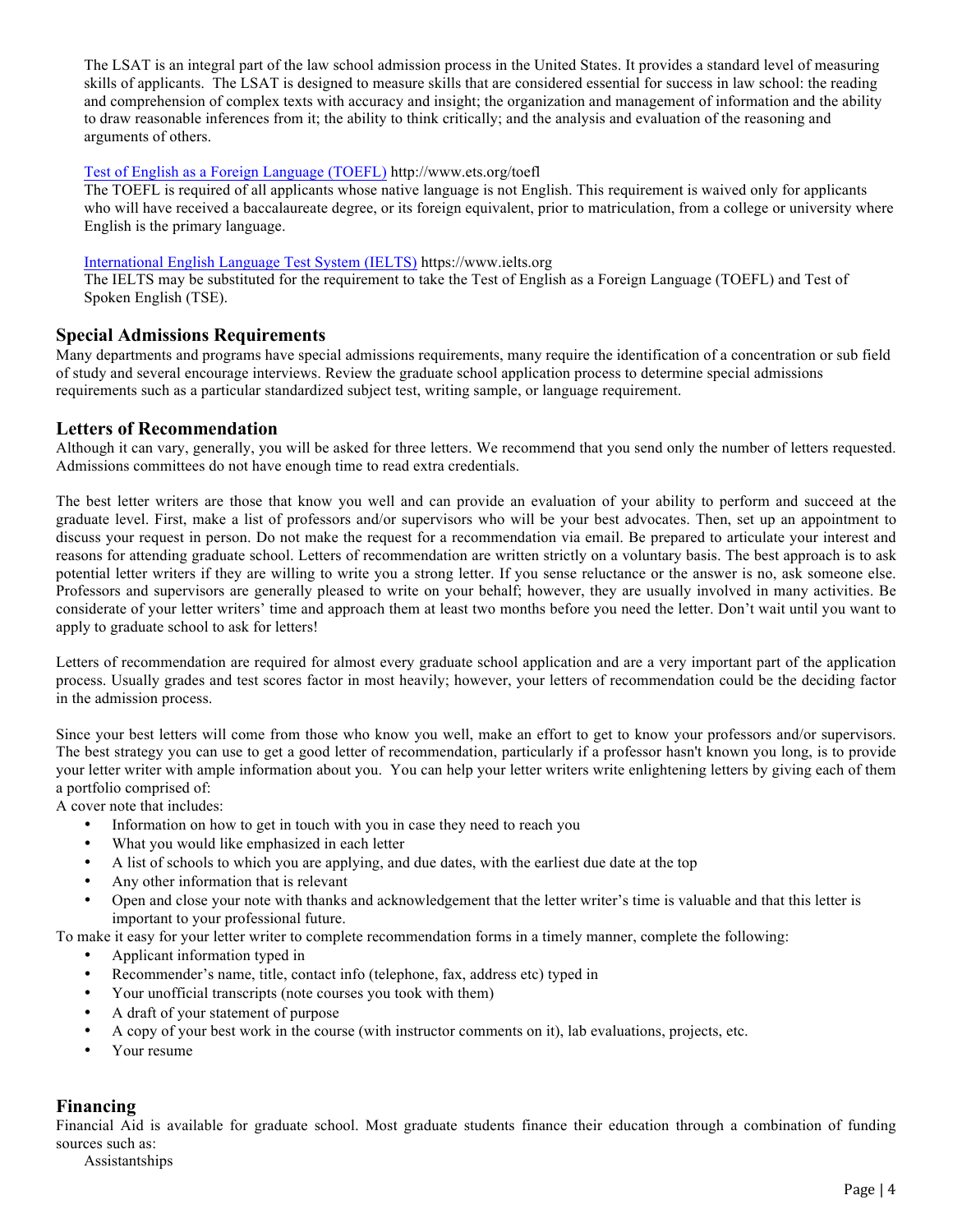The LSAT is an integral part of the law school admission process in the United States. It provides a standard level of measuring skills of applicants. The LSAT is designed to measure skills that are considered essential for success in law school: the reading and comprehension of complex texts with accuracy and insight; the organization and management of information and the ability to draw reasonable inferences from it; the ability to think critically; and the analysis and evaluation of the reasoning and arguments of others.

[Test of English as a Foreign Language (TOEFL)](http://www.ets.org/toefl) http://www.ets.org/toefl
The TOEFL is required of all applicants whose native language is not English. This requirement is waived only for applicants who will have received a baccalaureate degree, or its foreign equivalent, prior to matriculation, from a college or university where English is the primary language.

[International English Language Test System (IELTS)](https://www.ielts.org) https://www.ielts.org
The IELTS may be substituted for the requirement to take the Test of English as a Foreign Language (TOEFL) and Test of Spoken English (TSE).

## Special Admissions Requirements

Many departments and programs have special admissions requirements, many require the identification of a concentration or sub field of study and several encourage interviews. Review the graduate school application process to determine special admissions requirements such as a particular standardized subject test, writing sample, or language requirement.

## Letters of Recommendation

Although it can vary, generally, you will be asked for three letters. We recommend that you send only the number of letters requested. Admissions committees do not have enough time to read extra credentials.

The best letter writers are those that know you well and can provide an evaluation of your ability to perform and succeed at the graduate level. First, make a list of professors and/or supervisors who will be your best advocates. Then, set up an appointment to discuss your request in person. Do not make the request for a recommendation via email. Be prepared to articulate your interest and reasons for attending graduate school. Letters of recommendation are written strictly on a voluntary basis. The best approach is to ask potential letter writers if they are willing to write you a strong letter. If you sense reluctance or the answer is no, ask someone else. Professors and supervisors are generally pleased to write on your behalf; however, they are usually involved in many activities. Be considerate of your letter writers' time and approach them at least two months before you need the letter. Don't wait until you want to apply to graduate school to ask for letters!

Letters of recommendation are required for almost every graduate school application and are a very important part of the application process. Usually grades and test scores factor in most heavily; however, your letters of recommendation could be the deciding factor in the admission process.

Since your best letters will come from those who know you well, make an effort to get to know your professors and/or supervisors. The best strategy you can use to get a good letter of recommendation, particularly if a professor hasn't known you long, is to provide your letter writer with ample information about you. You can help your letter writers write enlightening letters by giving each of them a portfolio comprised of:

A cover note that includes:

- Information on how to get in touch with you in case they need to reach you
- What you would like emphasized in each letter
- A list of schools to which you are applying, and due dates, with the earliest due date at the top
- Any other information that is relevant
- Open and close your note with thanks and acknowledgement that the letter writer's time is valuable and that this letter is important to your professional future.

To make it easy for your letter writer to complete recommendation forms in a timely manner, complete the following:

- Applicant information typed in
- Recommender's name, title, contact info (telephone, fax, address etc) typed in
- Your unofficial transcripts (note courses you took with them)
- A draft of your statement of purpose
- A copy of your best work in the course (with instructor comments on it), lab evaluations, projects, etc.
- Your resume

## Financing

Financial Aid is available for graduate school. Most graduate students finance their education through a combination of funding sources such as:

Assistantships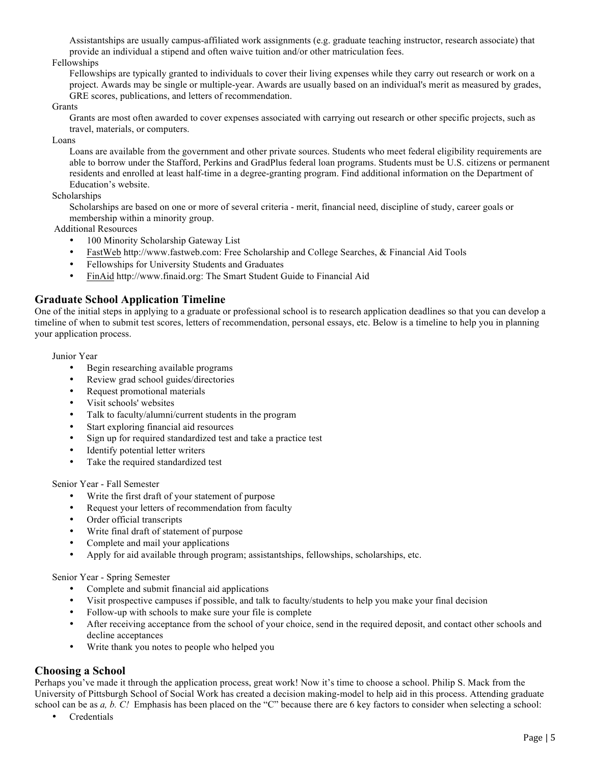Assistantships are usually campus-affiliated work assignments (e.g. graduate teaching instructor, research associate) that provide an individual a stipend and often waive tuition and/or other matriculation fees.

Fellowships

Fellowships are typically granted to individuals to cover their living expenses while they carry out research or work on a project. Awards may be single or multiple-year. Awards are usually based on an individual's merit as measured by grades, GRE scores, publications, and letters of recommendation.

Grants

Grants are most often awarded to cover expenses associated with carrying out research or other specific projects, such as travel, materials, or computers.

Loans

Loans are available from the government and other private sources. Students who meet federal eligibility requirements are able to borrow under the Stafford, Perkins and GradPlus federal loan programs. Students must be U.S. citizens or permanent residents and enrolled at least half-time in a degree-granting program. Find additional information on the Department of Education's website.

Scholarships

Scholarships are based on one or more of several criteria - merit, financial need, discipline of study, career goals or membership within a minority group.

Additional Resources

- 100 Minority Scholarship Gateway List
- FastWeb http://www.fastweb.com: Free Scholarship and College Searches, & Financial Aid Tools
- Fellowships for University Students and Graduates
- FinAid http://www.finaid.org: The Smart Student Guide to Financial Aid

## Graduate School Application Timeline

One of the initial steps in applying to a graduate or professional school is to research application deadlines so that you can develop a timeline of when to submit test scores, letters of recommendation, personal essays, etc. Below is a timeline to help you in planning your application process.

Junior Year

- Begin researching available programs
- Review grad school guides/directories
- Request promotional materials
- Visit schools' websites
- Talk to faculty/alumni/current students in the program
- Start exploring financial aid resources
- Sign up for required standardized test and take a practice test
- Identify potential letter writers
- Take the required standardized test

Senior Year - Fall Semester

- Write the first draft of your statement of purpose
- Request your letters of recommendation from faculty
- Order official transcripts
- Write final draft of statement of purpose
- Complete and mail your applications
- Apply for aid available through program; assistantships, fellowships, scholarships, etc.

Senior Year - Spring Semester

- Complete and submit financial aid applications
- Visit prospective campuses if possible, and talk to faculty/students to help you make your final decision
- Follow-up with schools to make sure your file is complete
- After receiving acceptance from the school of your choice, send in the required deposit, and contact other schools and decline acceptances
- Write thank you notes to people who helped you

## Choosing a School

Perhaps you've made it through the application process, great work! Now it's time to choose a school. Philip S. Mack from the University of Pittsburgh School of Social Work has created a decision making-model to help aid in this process. Attending graduate school can be as *a, b. C!* Emphasis has been placed on the "C" because there are 6 key factors to consider when selecting a school:

- Credentials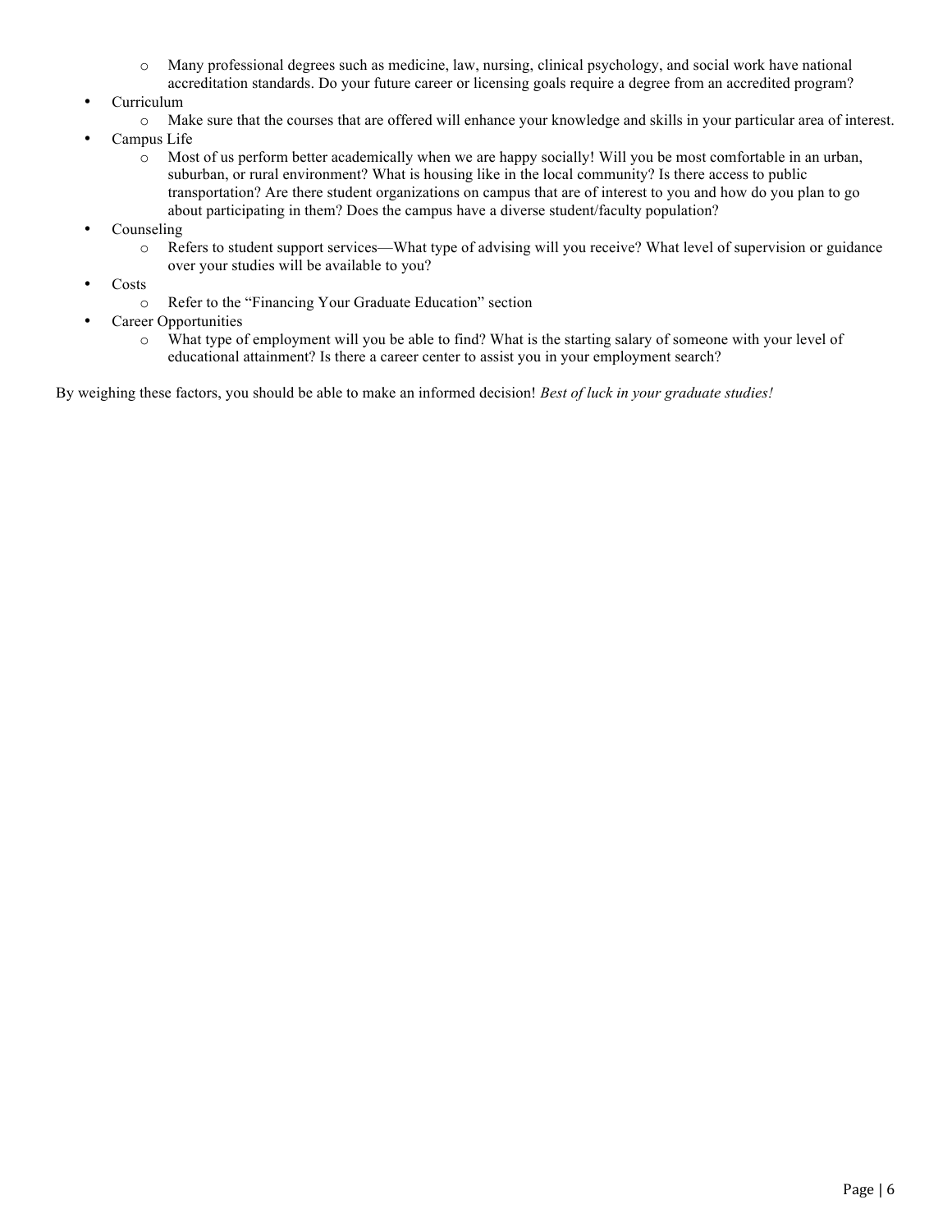- Many professional degrees such as medicine, law, nursing, clinical psychology, and social work have national accreditation standards. Do your future career or licensing goals require a degree from an accredited program?
- Curriculum
    - Make sure that the courses that are offered will enhance your knowledge and skills in your particular area of interest.
- Campus Life
    - Most of us perform better academically when we are happy socially! Will you be most comfortable in an urban, suburban, or rural environment? What is housing like in the local community? Is there access to public transportation? Are there student organizations on campus that are of interest to you and how do you plan to go about participating in them? Does the campus have a diverse student/faculty population?
- Counseling
    - Refers to student support services—What type of advising will you receive? What level of supervision or guidance over your studies will be available to you?
- Costs
    - Refer to the "Financing Your Graduate Education" section
- Career Opportunities
    - What type of employment will you be able to find? What is the starting salary of someone with your level of educational attainment? Is there a career center to assist you in your employment search?

By weighing these factors, you should be able to make an informed decision! *Best of luck in your graduate studies!*